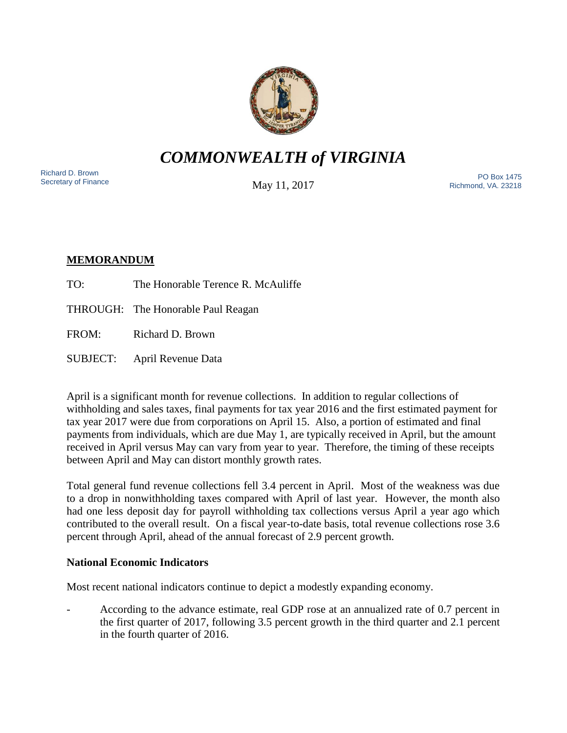# *COMMONWEALTH of VIRGINIA*

Richard D. Brown
Secretary of Finance

May 11, 2017

PO Box 1475
Richmond, VA. 23218

## MEMORANDUM

TO: The Honorable Terence R. McAuliffe

THROUGH: The Honorable Paul Reagan

FROM: Richard D. Brown

SUBJECT: April Revenue Data

April is a significant month for revenue collections. In addition to regular collections of withholding and sales taxes, final payments for tax year 2016 and the first estimated payment for tax year 2017 were due from corporations on April 15. Also, a portion of estimated and final payments from individuals, which are due May 1, are typically received in April, but the amount received in April versus May can vary from year to year. Therefore, the timing of these receipts between April and May can distort monthly growth rates.

Total general fund revenue collections fell 3.4 percent in April. Most of the weakness was due to a drop in nonwithholding taxes compared with April of last year. However, the month also had one less deposit day for payroll withholding tax collections versus April a year ago which contributed to the overall result. On a fiscal year-to-date basis, total revenue collections rose 3.6 percent through April, ahead of the annual forecast of 2.9 percent growth.

### National Economic Indicators

Most recent national indicators continue to depict a modestly expanding economy.

- According to the advance estimate, real GDP rose at an annualized rate of 0.7 percent in the first quarter of 2017, following 3.5 percent growth in the third quarter and 2.1 percent in the fourth quarter of 2016.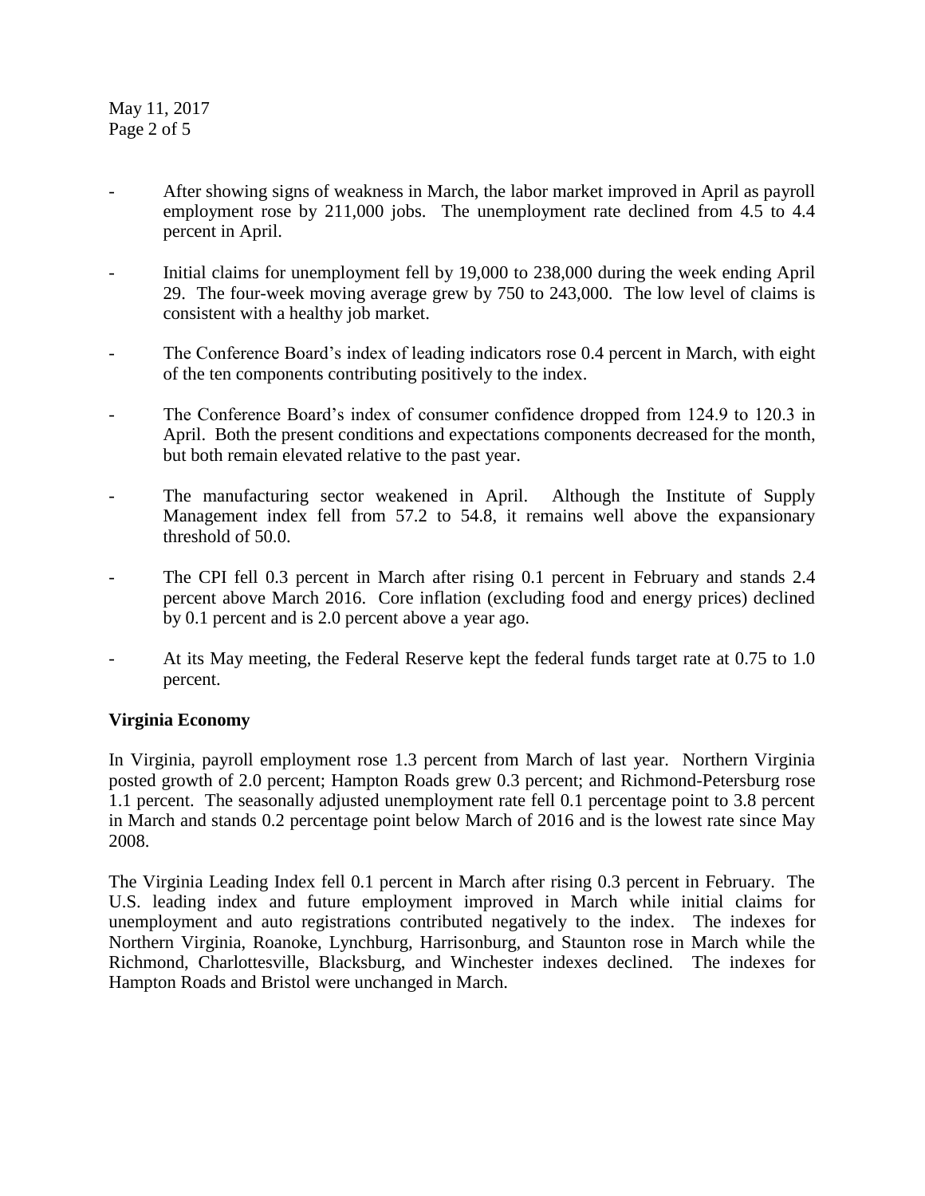- After showing signs of weakness in March, the labor market improved in April as payroll employment rose by 211,000 jobs. The unemployment rate declined from 4.5 to 4.4 percent in April.

- Initial claims for unemployment fell by 19,000 to 238,000 during the week ending April 29. The four-week moving average grew by 750 to 243,000. The low level of claims is consistent with a healthy job market.

- The Conference Board's index of leading indicators rose 0.4 percent in March, with eight of the ten components contributing positively to the index.

- The Conference Board's index of consumer confidence dropped from 124.9 to 120.3 in April. Both the present conditions and expectations components decreased for the month, but both remain elevated relative to the past year.

- The manufacturing sector weakened in April. Although the Institute of Supply Management index fell from 57.2 to 54.8, it remains well above the expansionary threshold of 50.0.

- The CPI fell 0.3 percent in March after rising 0.1 percent in February and stands 2.4 percent above March 2016. Core inflation (excluding food and energy prices) declined by 0.1 percent and is 2.0 percent above a year ago.

- At its May meeting, the Federal Reserve kept the federal funds target rate at 0.75 to 1.0 percent.

**Virginia Economy**

In Virginia, payroll employment rose 1.3 percent from March of last year. Northern Virginia posted growth of 2.0 percent; Hampton Roads grew 0.3 percent; and Richmond-Petersburg rose 1.1 percent. The seasonally adjusted unemployment rate fell 0.1 percentage point to 3.8 percent in March and stands 0.2 percentage point below March of 2016 and is the lowest rate since May 2008.

The Virginia Leading Index fell 0.1 percent in March after rising 0.3 percent in February. The U.S. leading index and future employment improved in March while initial claims for unemployment and auto registrations contributed negatively to the index. The indexes for Northern Virginia, Roanoke, Lynchburg, Harrisonburg, and Staunton rose in March while the Richmond, Charlottesville, Blacksburg, and Winchester indexes declined. The indexes for Hampton Roads and Bristol were unchanged in March.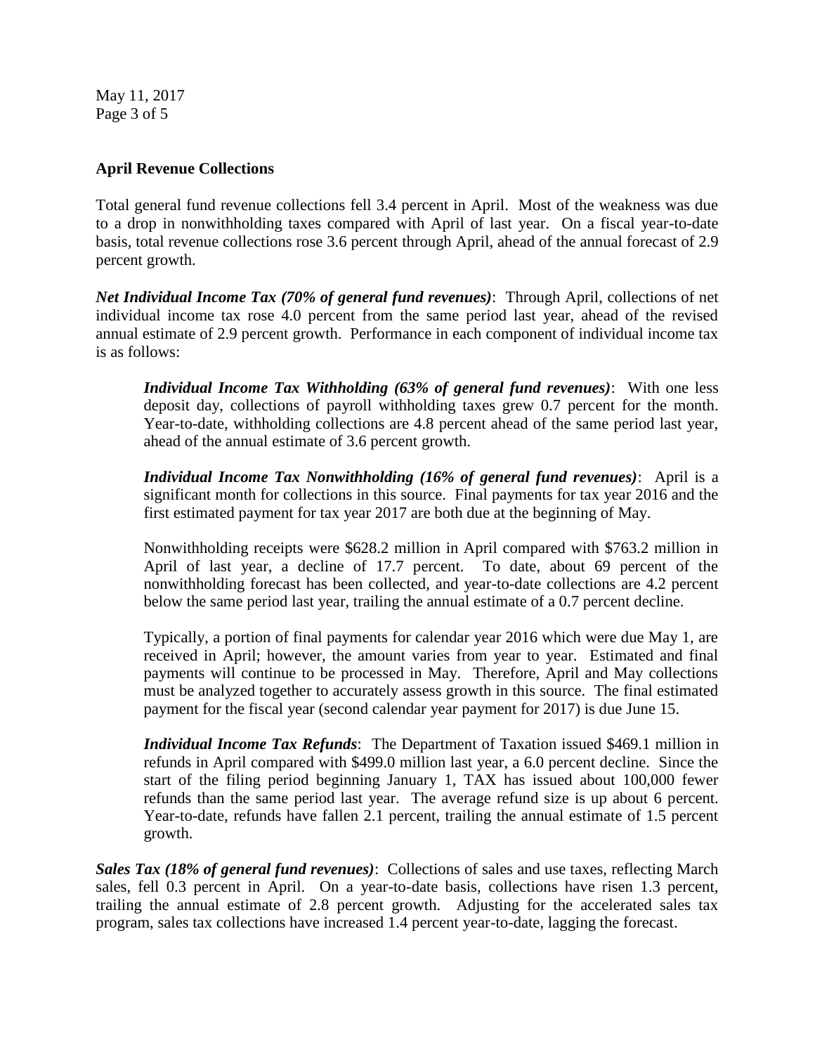## April Revenue Collections

Total general fund revenue collections fell 3.4 percent in April. Most of the weakness was due to a drop in nonwithholding taxes compared with April of last year. On a fiscal year-to-date basis, total revenue collections rose 3.6 percent through April, ahead of the annual forecast of 2.9 percent growth.

***Net Individual Income Tax (70% of general fund revenues)***: Through April, collections of net individual income tax rose 4.0 percent from the same period last year, ahead of the revised annual estimate of 2.9 percent growth. Performance in each component of individual income tax is as follows:

> ***Individual Income Tax Withholding (63% of general fund revenues)***: With one less deposit day, collections of payroll withholding taxes grew 0.7 percent for the month. Year-to-date, withholding collections are 4.8 percent ahead of the same period last year, ahead of the annual estimate of 3.6 percent growth.
>
> ***Individual Income Tax Nonwithholding (16% of general fund revenues)***: April is a significant month for collections in this source. Final payments for tax year 2016 and the first estimated payment for tax year 2017 are both due at the beginning of May.
>
> Nonwithholding receipts were $628.2 million in April compared with $763.2 million in April of last year, a decline of 17.7 percent. To date, about 69 percent of the nonwithholding forecast has been collected, and year-to-date collections are 4.2 percent below the same period last year, trailing the annual estimate of a 0.7 percent decline.
>
> Typically, a portion of final payments for calendar year 2016 which were due May 1, are received in April; however, the amount varies from year to year. Estimated and final payments will continue to be processed in May. Therefore, April and May collections must be analyzed together to accurately assess growth in this source. The final estimated payment for the fiscal year (second calendar year payment for 2017) is due June 15.
>
> ***Individual Income Tax Refunds***: The Department of Taxation issued $469.1 million in refunds in April compared with $499.0 million last year, a 6.0 percent decline. Since the start of the filing period beginning January 1, TAX has issued about 100,000 fewer refunds than the same period last year. The average refund size is up about 6 percent. Year-to-date, refunds have fallen 2.1 percent, trailing the annual estimate of 1.5 percent growth.

***Sales Tax (18% of general fund revenues)***: Collections of sales and use taxes, reflecting March sales, fell 0.3 percent in April. On a year-to-date basis, collections have risen 1.3 percent, trailing the annual estimate of 2.8 percent growth. Adjusting for the accelerated sales tax program, sales tax collections have increased 1.4 percent year-to-date, lagging the forecast.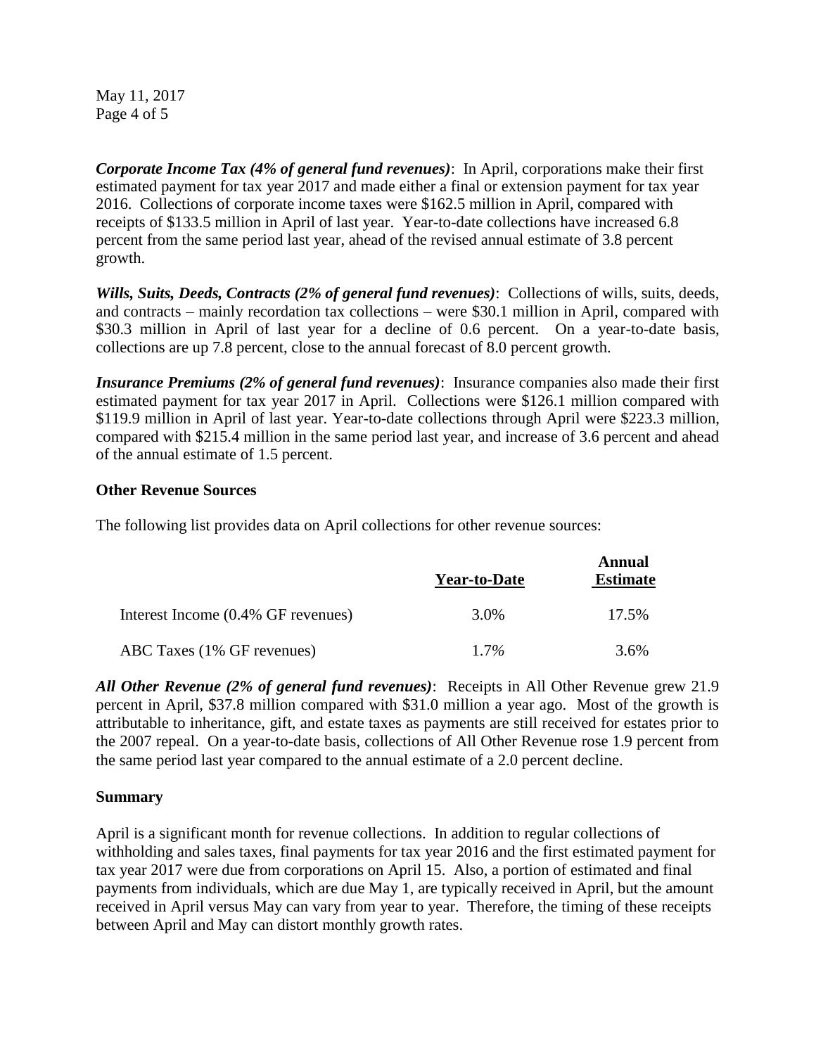***Corporate Income Tax (4% of general fund revenues)***: In April, corporations make their first estimated payment for tax year 2017 and made either a final or extension payment for tax year 2016. Collections of corporate income taxes were $162.5 million in April, compared with receipts of $133.5 million in April of last year. Year-to-date collections have increased 6.8 percent from the same period last year, ahead of the revised annual estimate of 3.8 percent growth.

***Wills, Suits, Deeds, Contracts (2% of general fund revenues)***: Collections of wills, suits, deeds, and contracts – mainly recordation tax collections – were $30.1 million in April, compared with $30.3 million in April of last year for a decline of 0.6 percent. On a year-to-date basis, collections are up 7.8 percent, close to the annual forecast of 8.0 percent growth.

***Insurance Premiums (2% of general fund revenues)***: Insurance companies also made their first estimated payment for tax year 2017 in April. Collections were $126.1 million compared with $119.9 million in April of last year. Year-to-date collections through April were $223.3 million, compared with $215.4 million in the same period last year, and increase of 3.6 percent and ahead of the annual estimate of 1.5 percent.

**Other Revenue Sources**

The following list provides data on April collections for other revenue sources:

| | Year-to-Date | Annual Estimate |
|---|---|---|
| Interest Income (0.4% GF revenues) | 3.0% | 17.5% |
| ABC Taxes (1% GF revenues) | 1.7% | 3.6% |

***All Other Revenue (2% of general fund revenues)***: Receipts in All Other Revenue grew 21.9 percent in April, $37.8 million compared with $31.0 million a year ago. Most of the growth is attributable to inheritance, gift, and estate taxes as payments are still received for estates prior to the 2007 repeal. On a year-to-date basis, collections of All Other Revenue rose 1.9 percent from the same period last year compared to the annual estimate of a 2.0 percent decline.

**Summary**

April is a significant month for revenue collections. In addition to regular collections of withholding and sales taxes, final payments for tax year 2016 and the first estimated payment for tax year 2017 were due from corporations on April 15. Also, a portion of estimated and final payments from individuals, which are due May 1, are typically received in April, but the amount received in April versus May can vary from year to year. Therefore, the timing of these receipts between April and May can distort monthly growth rates.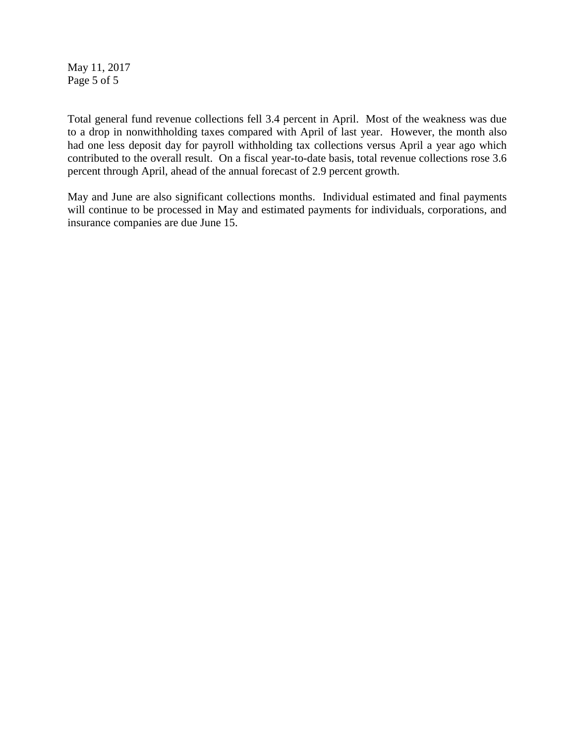Total general fund revenue collections fell 3.4 percent in April. Most of the weakness was due to a drop in nonwithholding taxes compared with April of last year. However, the month also had one less deposit day for payroll withholding tax collections versus April a year ago which contributed to the overall result. On a fiscal year-to-date basis, total revenue collections rose 3.6 percent through April, ahead of the annual forecast of 2.9 percent growth.

May and June are also significant collections months. Individual estimated and final payments will continue to be processed in May and estimated payments for individuals, corporations, and insurance companies are due June 15.